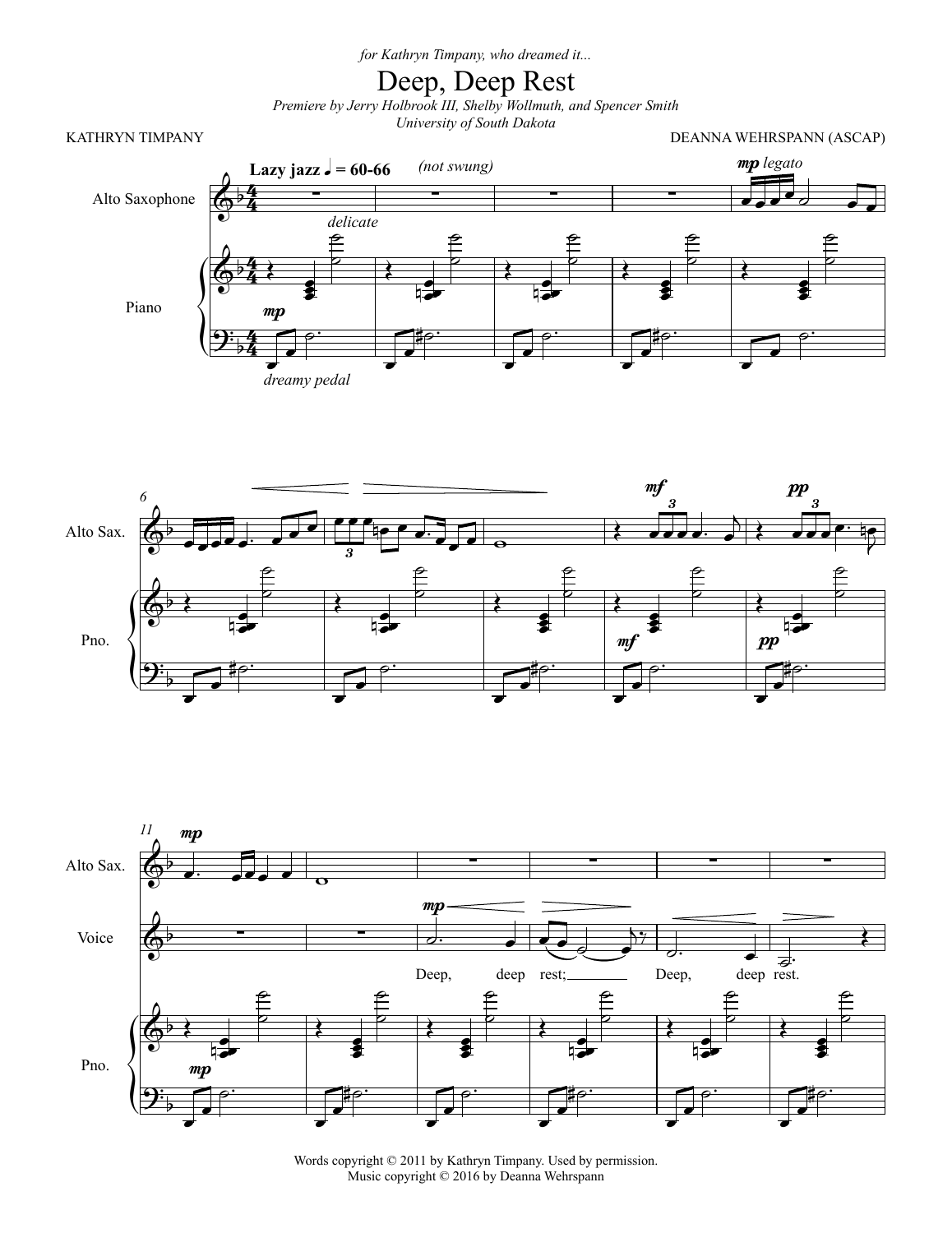*for Kathryn Timpany, who dreamed it...*

# Deep, Deep Rest

*Premiere by Jerry Holbrook III, Shelby Wollmuth, and Spencer Smith*
*University of South Dakota*

KATHRYN TIMPANY

DEANNA WEHRSPANN (ASCAP)

Words copyright © 2011 by Kathryn Timpany. Used by permission.
Music copyright © 2016 by Deanna Wehrspann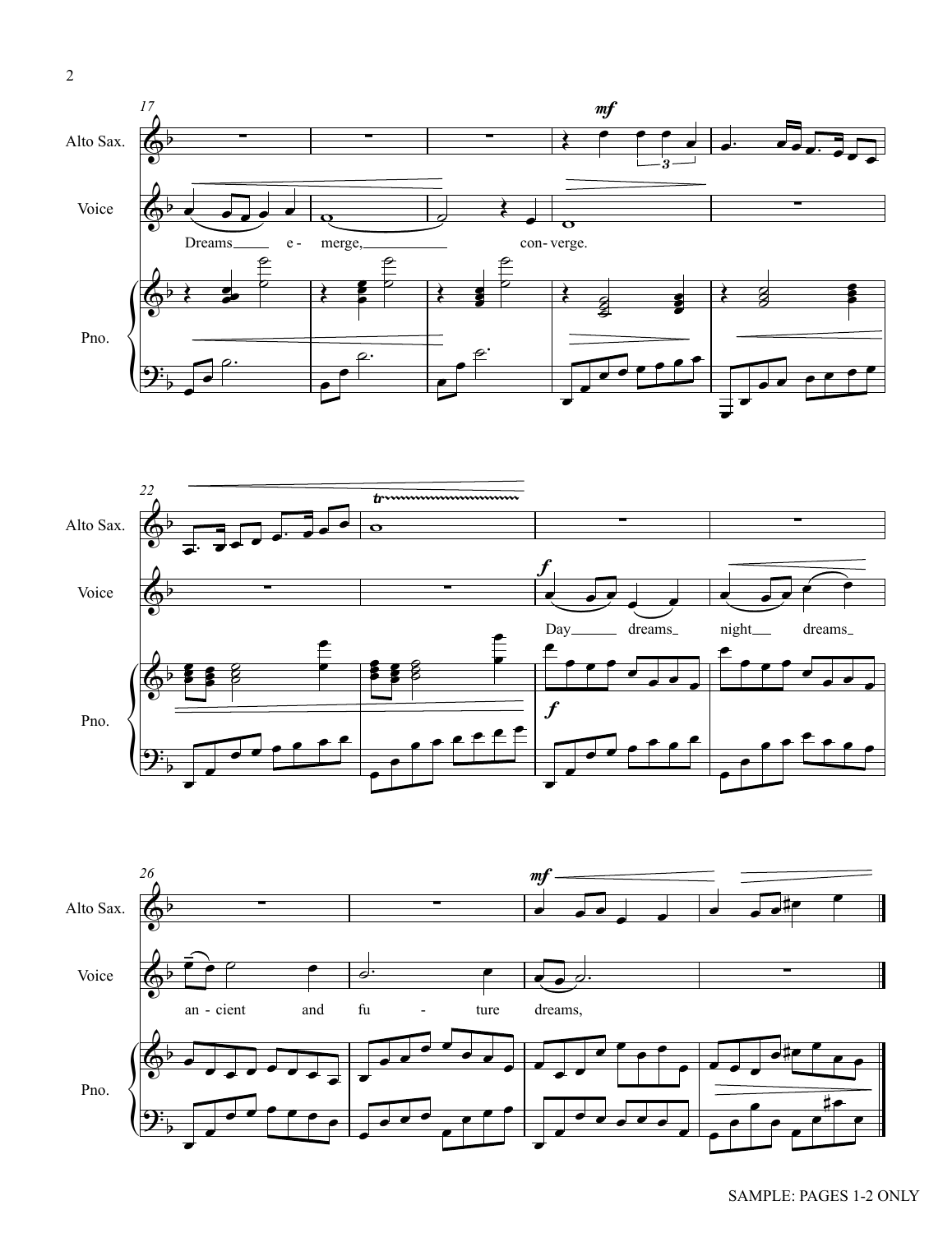Alto Sax.

Voice

Pno.

Dreams e - merge, con- verge.

Day dreams night dreams

an - cient and fu - ture dreams,

SAMPLE: PAGES 1-2 ONLY